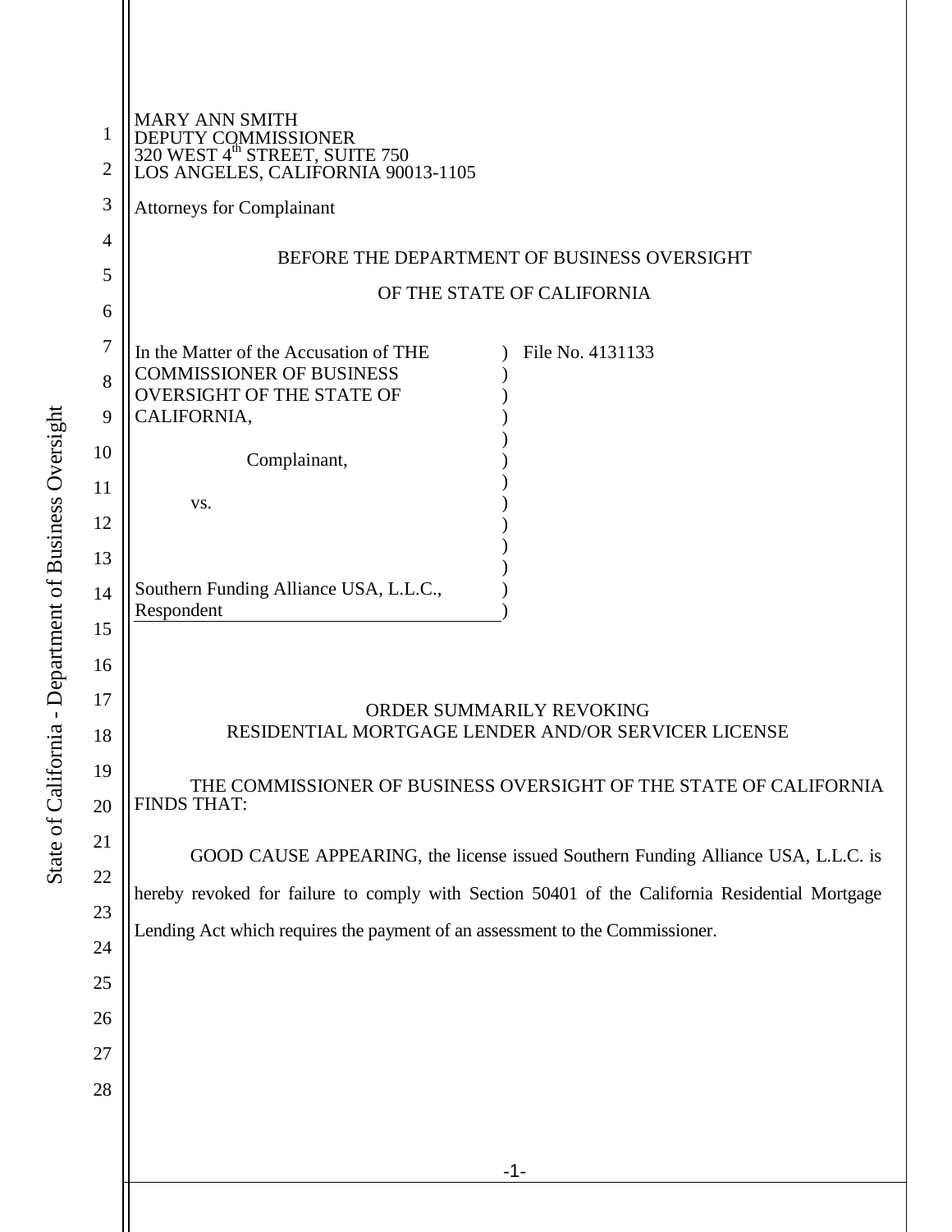MARY ANN SMITH
DEPUTY COMMISSIONER
320 WEST 4th STREET, SUITE 750
LOS ANGELES, CALIFORNIA 90013-1105

Attorneys for Complainant

BEFORE THE DEPARTMENT OF BUSINESS OVERSIGHT

OF THE STATE OF CALIFORNIA

In the Matter of the Accusation of THE COMMISSIONER OF BUSINESS OVERSIGHT OF THE STATE OF CALIFORNIA,

Complainant,

vs.

Southern Funding Alliance USA, L.L.C., Respondent

File No. 4131133

ORDER SUMMARILY REVOKING
RESIDENTIAL MORTGAGE LENDER AND/OR SERVICER LICENSE

THE COMMISSIONER OF BUSINESS OVERSIGHT OF THE STATE OF CALIFORNIA FINDS THAT:

GOOD CAUSE APPEARING, the license issued Southern Funding Alliance USA, L.L.C. is hereby revoked for failure to comply with Section 50401 of the California Residential Mortgage Lending Act which requires the payment of an assessment to the Commissioner.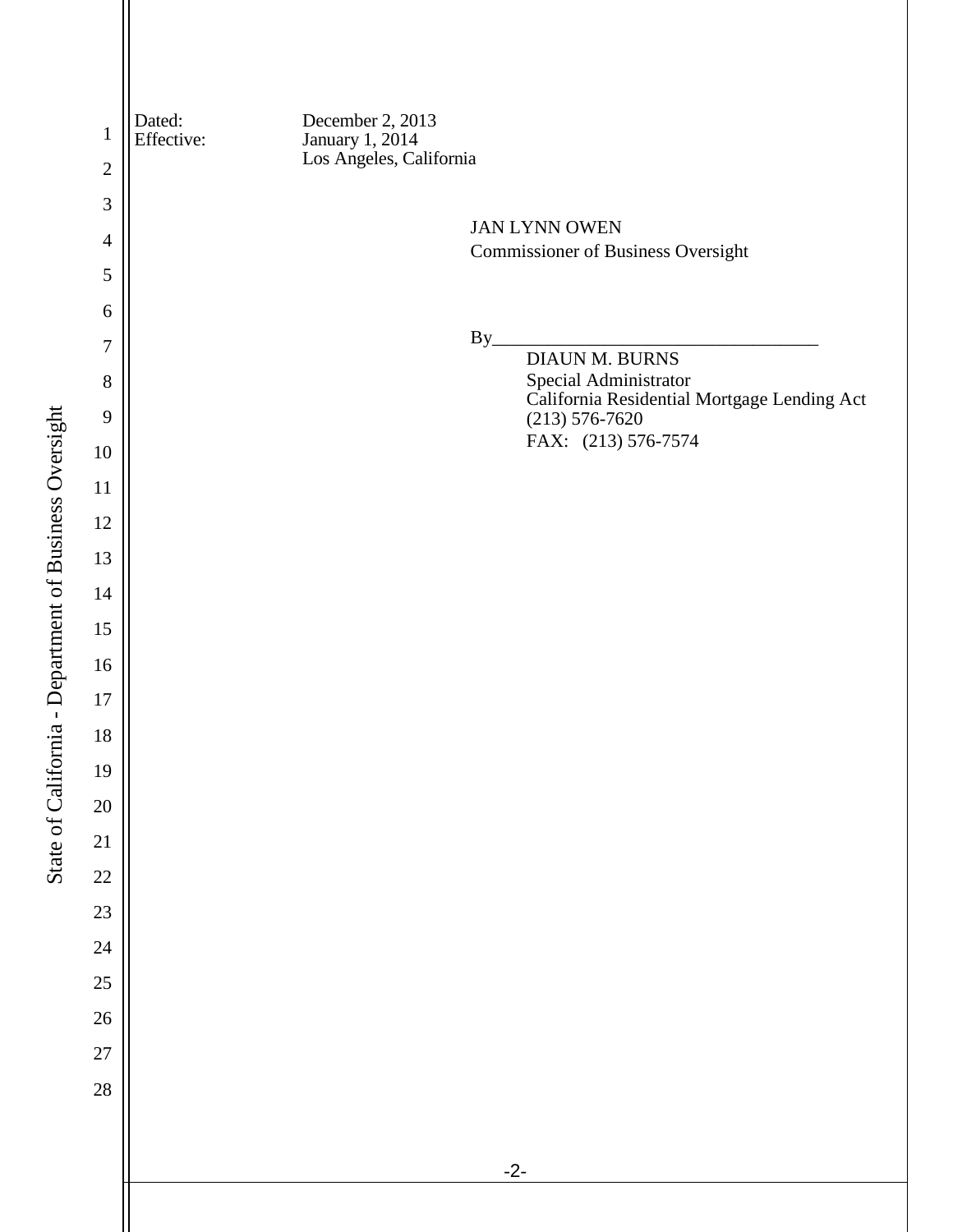Dated: December 2, 2013
Effective: January 1, 2014
Los Angeles, California

JAN LYNN OWEN
Commissioner of Business Oversight

By___________________________________
DIAUN M. BURNS
Special Administrator
California Residential Mortgage Lending Act
(213) 576-7620
FAX: (213) 576-7574